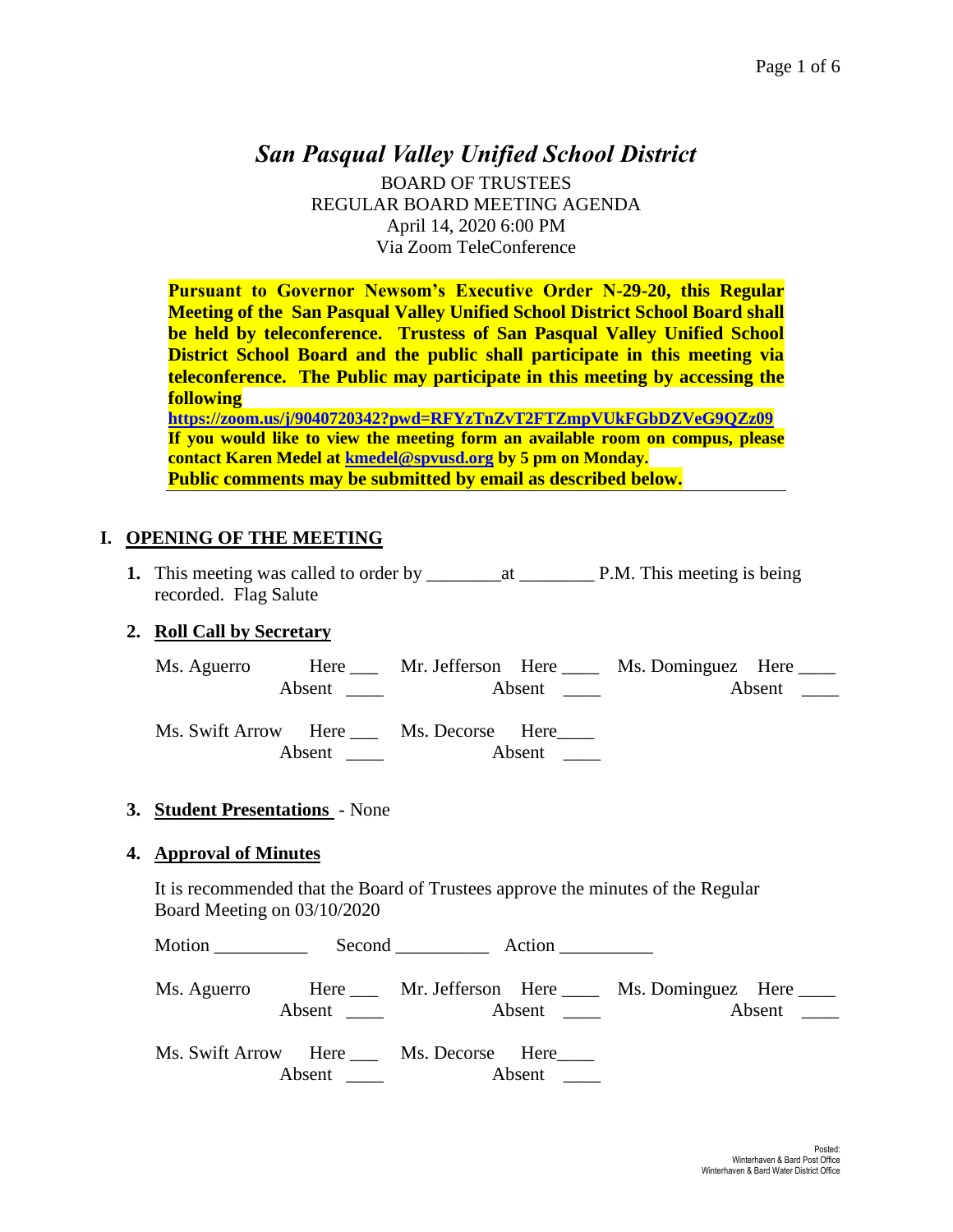# *San Pasqual Valley Unified School District*

BOARD OF TRUSTEES
REGULAR BOARD MEETING AGENDA
April 14, 2020 6:00 PM
Via Zoom TeleConference

**Pursuant to Governor Newsom's Executive Order N-29-20, this Regular Meeting of the San Pasqual Valley Unified School District School Board shall be held by teleconference. Trustess of San Pasqual Valley Unified School District School Board and the public shall participate in this meeting via teleconference. The Public may participate in this meeting by accessing the following**
**https://zoom.us/j/9040720342?pwd=RFYzTnZvT2FTZmpVUkFGbDZVeG9QZz09**
**If you would like to view the meeting form an available room on compus, please contact Karen Medel at kmedel@spvusd.org by 5 pm on Monday.**
**Public comments may be submitted by email as described below.**

## I. OPENING OF THE MEETING

**1.** This meeting was called to order by ________at ________ P.M. This meeting is being recorded. Flag Salute

**2. Roll Call by Secretary**

| | | | | | |
|---|---|---|---|---|---|
| Ms. Aguerro | Here ___ Absent ____ | Mr. Jefferson | Here ____ Absent ____ | Ms. Dominguez | Here ____ Absent ____ |
| Ms. Swift Arrow | Here ___ Absent ____ | Ms. Decorse | Here____ Absent ____ | | |

**3. Student Presentations** - None

**4. Approval of Minutes**

It is recommended that the Board of Trustees approve the minutes of the Regular Board Meeting on 03/10/2020

Motion __________ Second __________ Action __________

| | | | | | |
|---|---|---|---|---|---|
| Ms. Aguerro | Here ___ Absent ____ | Mr. Jefferson | Here ____ Absent ____ | Ms. Dominguez | Here ____ Absent ____ |
| Ms. Swift Arrow | Here ___ Absent ____ | Ms. Decorse | Here____ Absent ____ | | |

Posted:
Winterhaven & Bard Post Office
Winterhaven & Bard Water District Office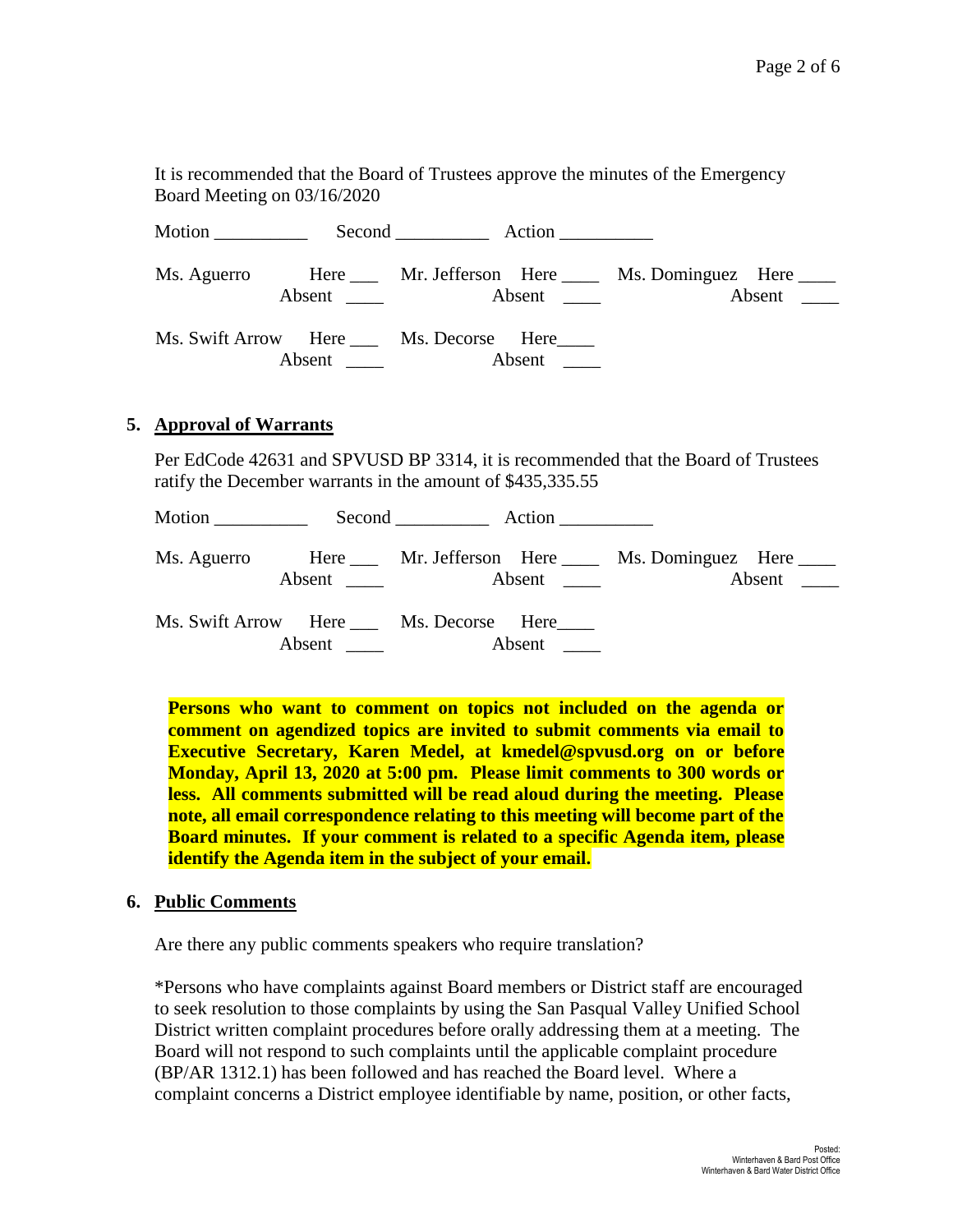It is recommended that the Board of Trustees approve the minutes of the Emergency Board Meeting on 03/16/2020

Motion __________ Second __________ Action __________

Ms. Aguerro Here ___ Absent ____ Mr. Jefferson Here ____ Absent ____ Ms. Dominguez Here ____ Absent ____

Ms. Swift Arrow Here ___ Absent ____ Ms. Decorse Here____ Absent ____

## 5. Approval of Warrants

Per EdCode 42631 and SPVUSD BP 3314, it is recommended that the Board of Trustees ratify the December warrants in the amount of $435,335.55

Motion __________ Second __________ Action __________

Ms. Aguerro Here ___ Absent ____ Mr. Jefferson Here ____ Absent ____ Ms. Dominguez Here ____ Absent ____

Ms. Swift Arrow Here ___ Absent ____ Ms. Decorse Here____ Absent ____

**Persons who want to comment on topics not included on the agenda or comment on agendized topics are invited to submit comments via email to Executive Secretary, Karen Medel, at kmedel@spvusd.org on or before Monday, April 13, 2020 at 5:00 pm. Please limit comments to 300 words or less. All comments submitted will be read aloud during the meeting. Please note, all email correspondence relating to this meeting will become part of the Board minutes. If your comment is related to a specific Agenda item, please identify the Agenda item in the subject of your email.**

## 6. Public Comments

Are there any public comments speakers who require translation?

*Persons who have complaints against Board members or District staff are encouraged to seek resolution to those complaints by using the San Pasqual Valley Unified School District written complaint procedures before orally addressing them at a meeting. The Board will not respond to such complaints until the applicable complaint procedure (BP/AR 1312.1) has been followed and has reached the Board level. Where a complaint concerns a District employee identifiable by name, position, or other facts,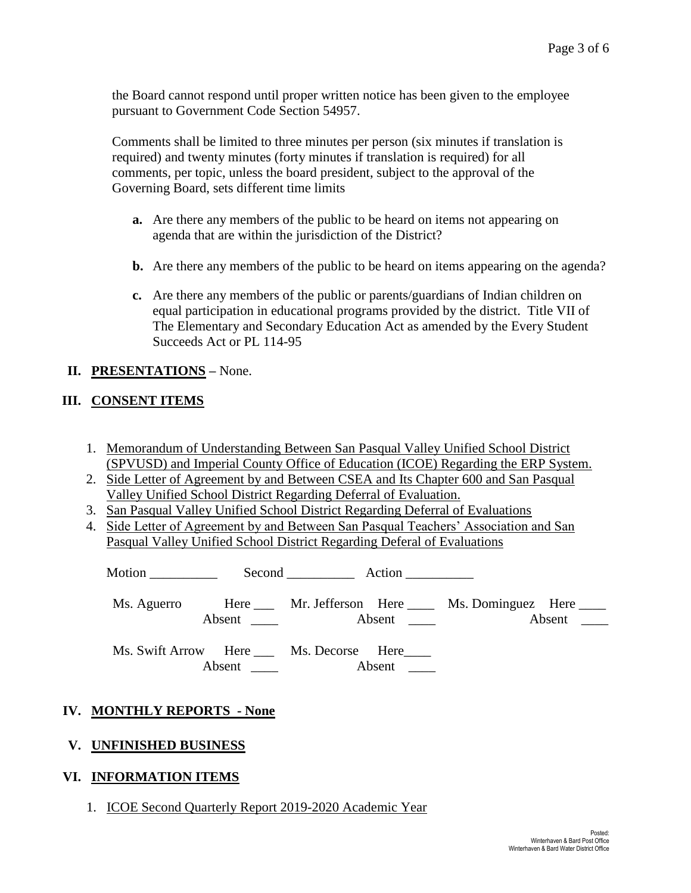the Board cannot respond until proper written notice has been given to the employee pursuant to Government Code Section 54957.

Comments shall be limited to three minutes per person (six minutes if translation is required) and twenty minutes (forty minutes if translation is required) for all comments, per topic, unless the board president, subject to the approval of the Governing Board, sets different time limits

- **a.** Are there any members of the public to be heard on items not appearing on agenda that are within the jurisdiction of the District?
- **b.** Are there any members of the public to be heard on items appearing on the agenda?
- **c.** Are there any members of the public or parents/guardians of Indian children on equal participation in educational programs provided by the district. Title VII of The Elementary and Secondary Education Act as amended by the Every Student Succeeds Act or PL 114-95

## II. PRESENTATIONS – None.

## III. CONSENT ITEMS

1. Memorandum of Understanding Between San Pasqual Valley Unified School District (SPVUSD) and Imperial County Office of Education (ICOE) Regarding the ERP System.
2. Side Letter of Agreement by and Between CSEA and Its Chapter 600 and San Pasqual Valley Unified School District Regarding Deferral of Evaluation.
3. San Pasqual Valley Unified School District Regarding Deferral of Evaluations
4. Side Letter of Agreement by and Between San Pasqual Teachers' Association and San Pasqual Valley Unified School District Regarding Deferal of Evaluations

Motion __________ Second __________ Action __________

Ms. Aguerro Here ___ Absent ____ Mr. Jefferson Here ____ Absent ____ Ms. Dominguez Here ____ Absent ____

Ms. Swift Arrow Here ___ Absent ____ Ms. Decorse Here____ Absent ____

## IV. MONTHLY REPORTS - None

## V. UNFINISHED BUSINESS

## VI. INFORMATION ITEMS

1. ICOE Second Quarterly Report 2019-2020 Academic Year

Posted:
Winterhaven & Bard Post Office
Winterhaven & Bard Water District Office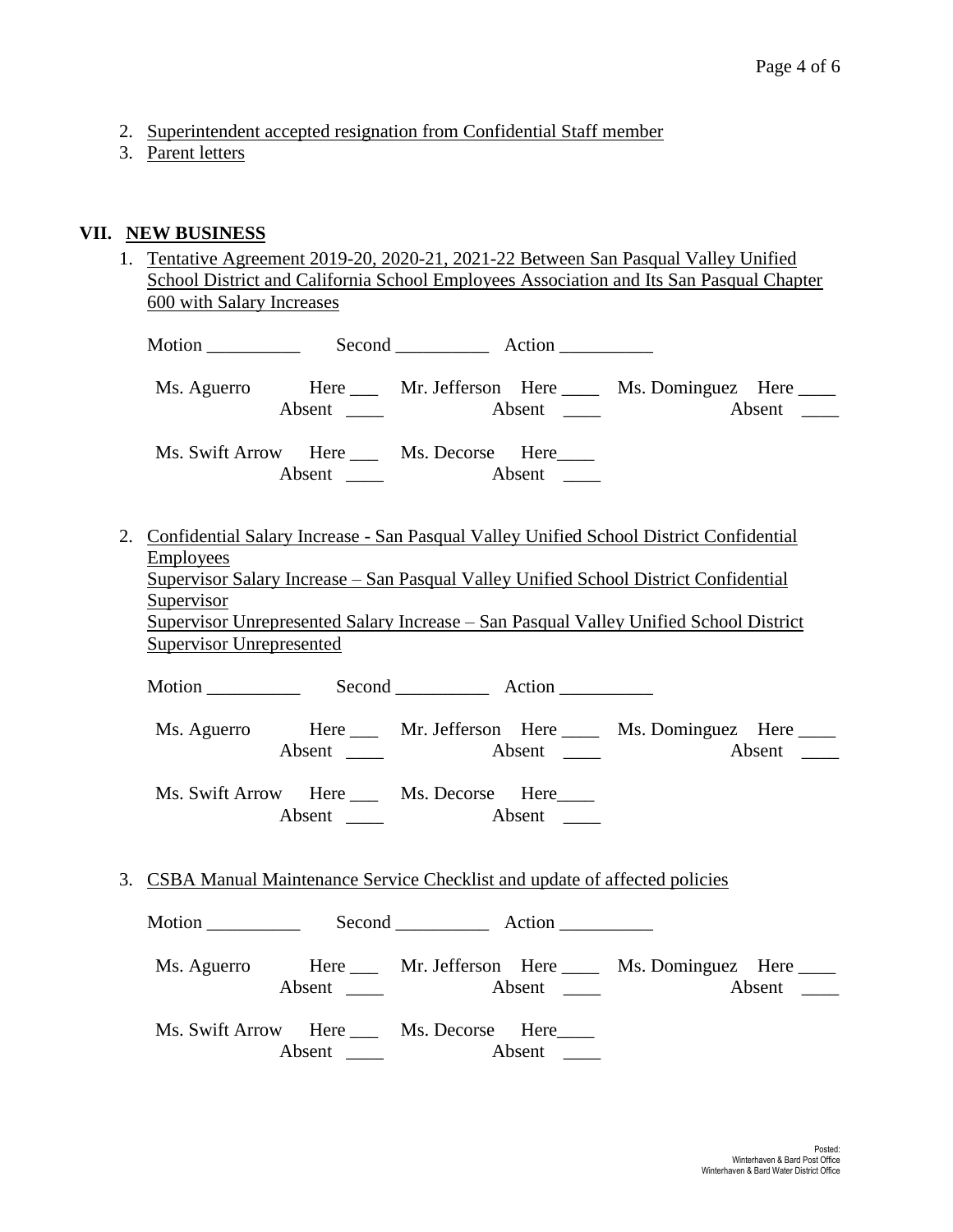2. Superintendent accepted resignation from Confidential Staff member
3. Parent letters

## VII. NEW BUSINESS

1. Tentative Agreement 2019-20, 2020-21, 2021-22 Between San Pasqual Valley Unified School District and California School Employees Association and Its San Pasqual Chapter 600 with Salary Increases

   Motion __________ Second __________ Action __________

   Ms. Aguerro Here ___ Absent ____ Mr. Jefferson Here ____ Absent ____ Ms. Dominguez Here ____ Absent ____

   Ms. Swift Arrow Here ___ Absent ____ Ms. Decorse Here____ Absent ____

2. Confidential Salary Increase - San Pasqual Valley Unified School District Confidential Employees
   Supervisor Salary Increase – San Pasqual Valley Unified School District Confidential Supervisor
   Supervisor Unrepresented Salary Increase – San Pasqual Valley Unified School District Supervisor Unrepresented

   Motion __________ Second __________ Action __________

   Ms. Aguerro Here ___ Absent ____ Mr. Jefferson Here ____ Absent ____ Ms. Dominguez Here ____ Absent ____

   Ms. Swift Arrow Here ___ Absent ____ Ms. Decorse Here____ Absent ____

3. CSBA Manual Maintenance Service Checklist and update of affected policies

   Motion __________ Second __________ Action __________

   Ms. Aguerro Here ___ Absent ____ Mr. Jefferson Here ____ Absent ____ Ms. Dominguez Here ____ Absent ____

   Ms. Swift Arrow Here ___ Absent ____ Ms. Decorse Here____ Absent ____

Posted:
Winterhaven & Bard Post Office
Winterhaven & Bard Water District Office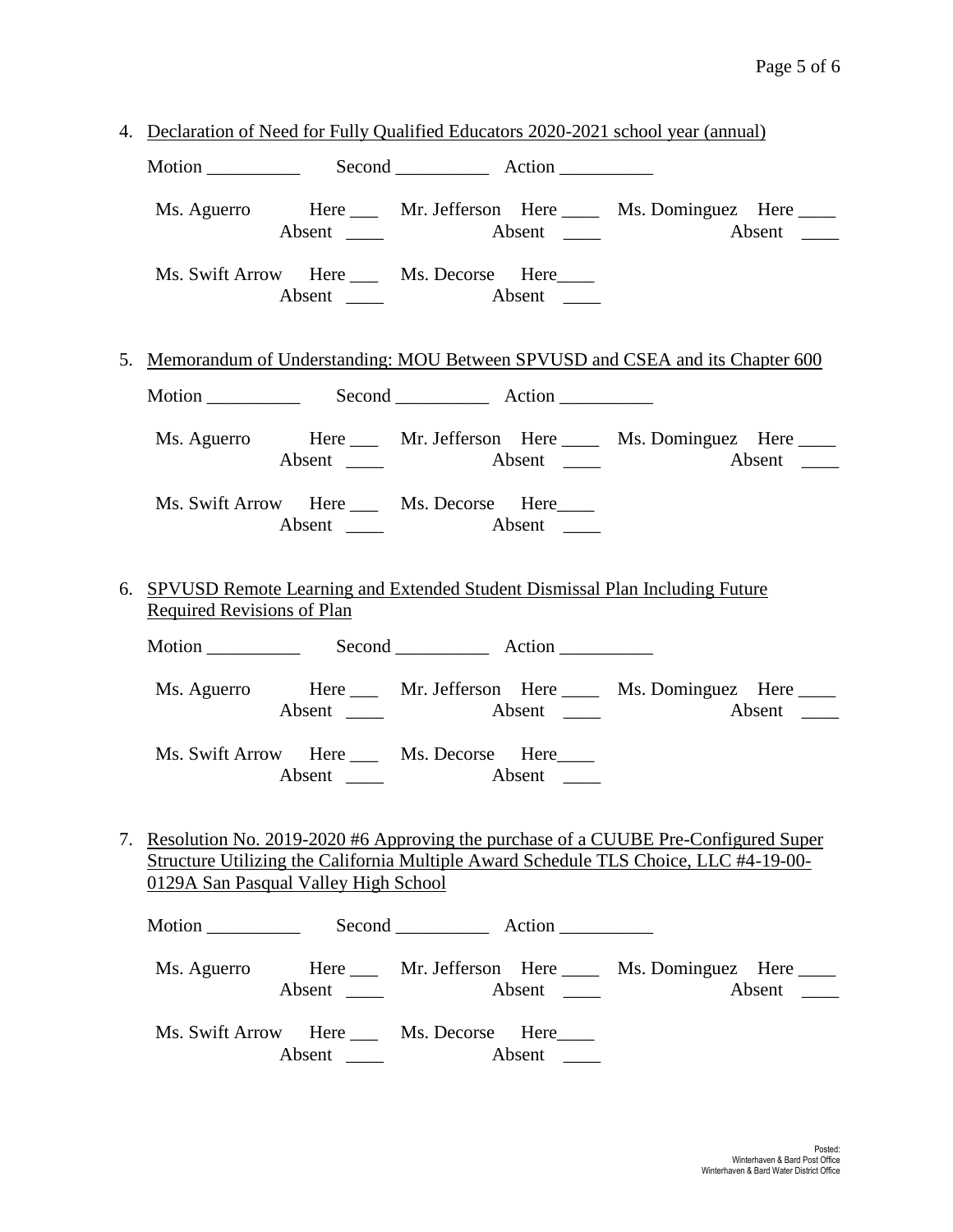4. Declaration of Need for Fully Qualified Educators 2020-2021 school year (annual)

   Motion __________ Second __________ Action __________

   Ms. Aguerro Here ___ Absent ____ Mr. Jefferson Here ____ Absent ____ Ms. Dominguez Here ____ Absent ____

   Ms. Swift Arrow Here ___ Absent ____ Ms. Decorse Here____ Absent ____

5. Memorandum of Understanding: MOU Between SPVUSD and CSEA and its Chapter 600

   Motion __________ Second __________ Action __________

   Ms. Aguerro Here ___ Absent ____ Mr. Jefferson Here ____ Absent ____ Ms. Dominguez Here ____ Absent ____

   Ms. Swift Arrow Here ___ Absent ____ Ms. Decorse Here____ Absent ____

6. SPVUSD Remote Learning and Extended Student Dismissal Plan Including Future Required Revisions of Plan

   Motion __________ Second __________ Action __________

   Ms. Aguerro Here ___ Absent ____ Mr. Jefferson Here ____ Absent ____ Ms. Dominguez Here ____ Absent ____

   Ms. Swift Arrow Here ___ Absent ____ Ms. Decorse Here____ Absent ____

7. Resolution No. 2019-2020 #6 Approving the purchase of a CUUBE Pre-Configured Super Structure Utilizing the California Multiple Award Schedule TLS Choice, LLC #4-19-00-0129A San Pasqual Valley High School

   Motion __________ Second __________ Action __________

   Ms. Aguerro Here ___ Absent ____ Mr. Jefferson Here ____ Absent ____ Ms. Dominguez Here ____ Absent ____

   Ms. Swift Arrow Here ___ Absent ____ Ms. Decorse Here____ Absent ____

Posted:
Winterhaven & Bard Post Office
Winterhaven & Bard Water District Office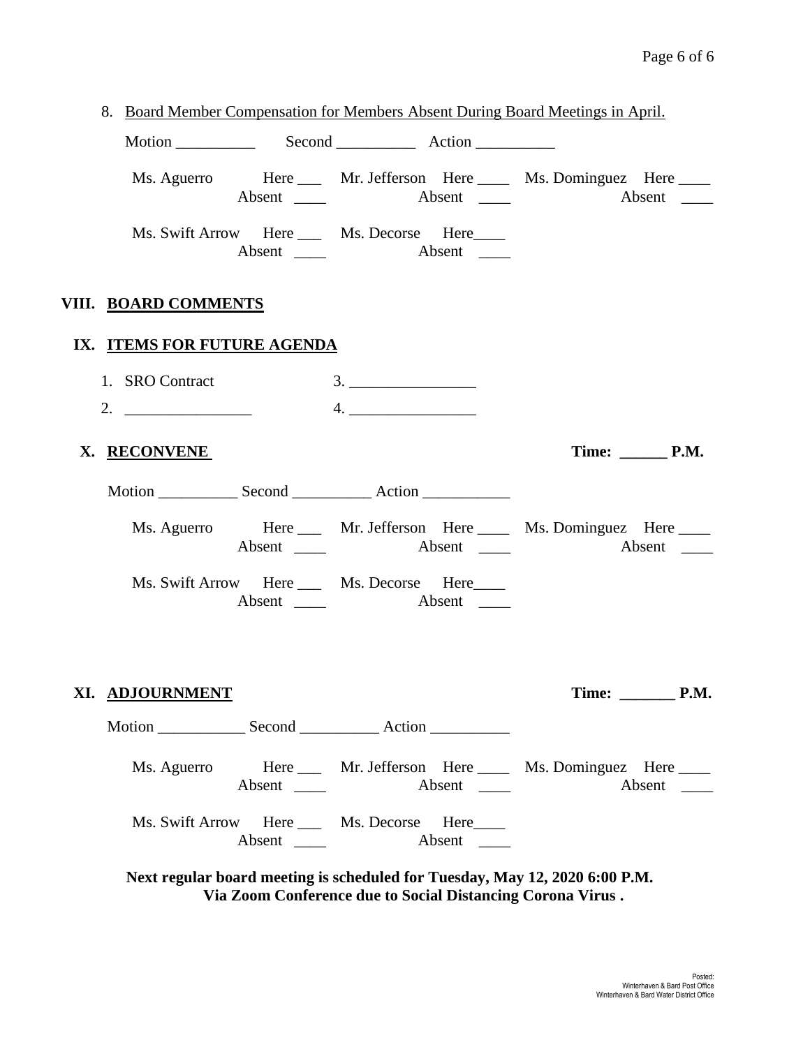8. Board Member Compensation for Members Absent During Board Meetings in April.

Motion __________ Second __________ Action __________

Ms. Aguerro Here ___ Absent ____ Mr. Jefferson Here ____ Absent ____ Ms. Dominguez Here ____ Absent ____

Ms. Swift Arrow Here ___ Absent ____ Ms. Decorse Here____ Absent ____

## VIII. BOARD COMMENTS

## IX. ITEMS FOR FUTURE AGENDA

1. SRO Contract
2. ________________
3. ________________
4. ________________

## X. RECONVENE

**Time: ______ P.M.**

Motion __________ Second __________ Action ___________

Ms. Aguerro Here ___ Absent ____ Mr. Jefferson Here ____ Absent ____ Ms. Dominguez Here ____ Absent ____

Ms. Swift Arrow Here ___ Absent ____ Ms. Decorse Here____ Absent ____

## XI. ADJOURNMENT

**Time: _______ P.M.**

Motion ___________ Second __________ Action __________

Ms. Aguerro Here ___ Absent ____ Mr. Jefferson Here ____ Absent ____ Ms. Dominguez Here ____ Absent ____

Ms. Swift Arrow Here ___ Absent ____ Ms. Decorse Here____ Absent ____

**Next regular board meeting is scheduled for Tuesday, May 12, 2020 6:00 P.M.**
**Via Zoom Conference due to Social Distancing Corona Virus .**

Posted:
Winterhaven & Bard Post Office
Winterhaven & Bard Water District Office